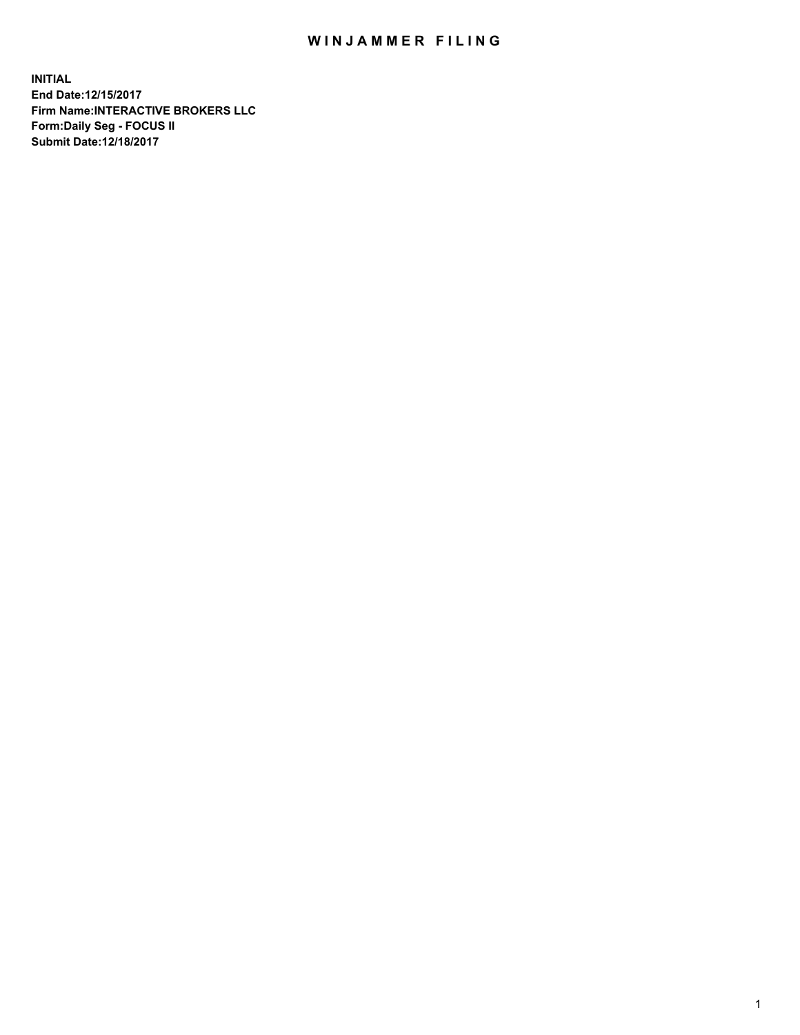# WINJAMMER FILING

**INITIAL**
**End Date:12/15/2017**
**Firm Name:INTERACTIVE BROKERS LLC**
**Form:Daily Seg - FOCUS II**
**Submit Date:12/18/2017**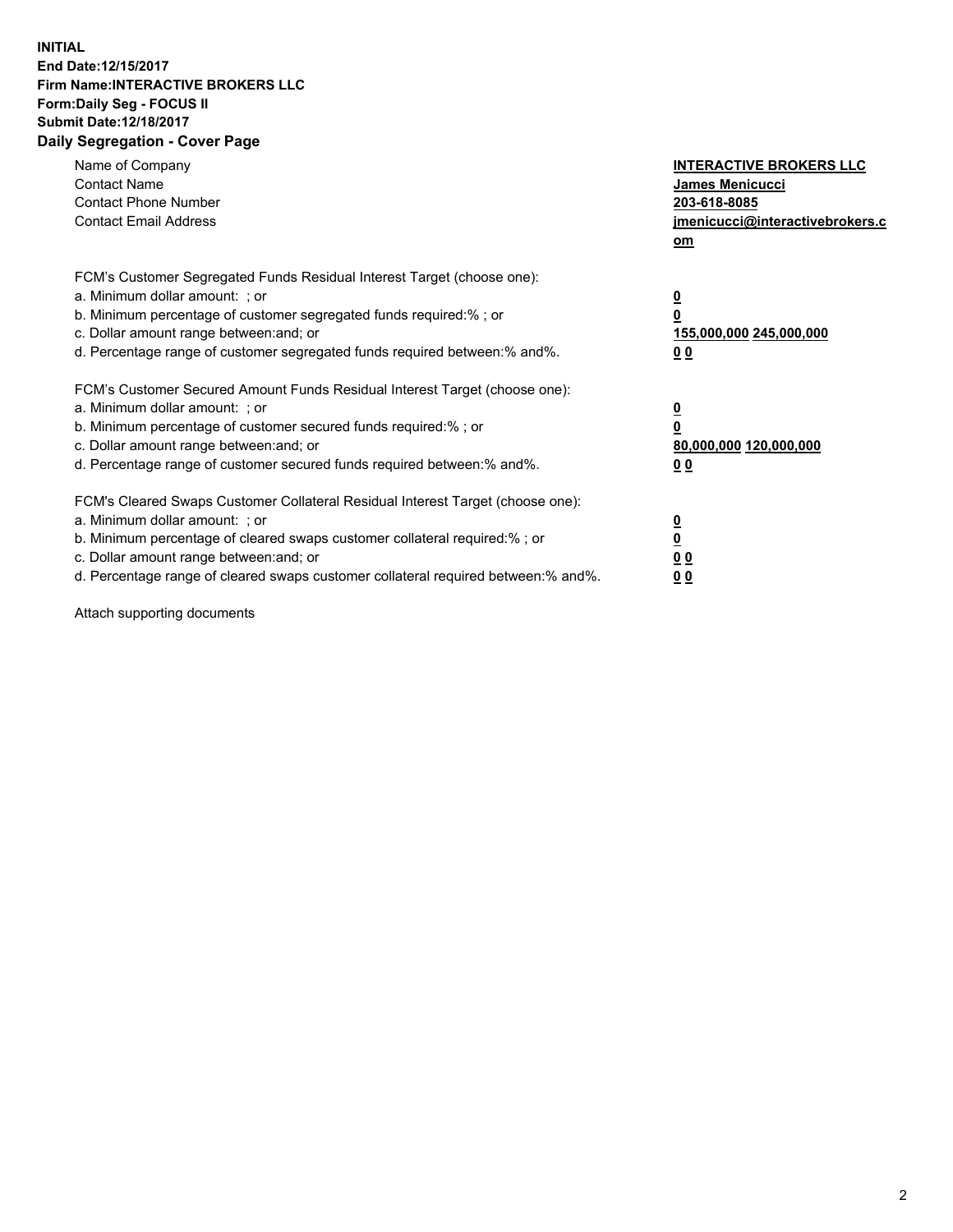**INITIAL**
**End Date:12/15/2017**
**Firm Name:INTERACTIVE BROKERS LLC**
**Form:Daily Seg - FOCUS II**
**Submit Date:12/18/2017**
**Daily Segregation - Cover Page**

| | |
|---|---|
| Name of Company | **INTERACTIVE BROKERS LLC** |
| Contact Name | **James Menicucci** |
| Contact Phone Number | **203-618-8085** |
| Contact Email Address | **jmenicucci@interactivebrokers.com** |

FCM's Customer Segregated Funds Residual Interest Target (choose one):

| | |
|---|---|
| a. Minimum dollar amount: ; or | **0** |
| b. Minimum percentage of customer segregated funds required:% ; or | **0** |
| c. Dollar amount range between:and; or | **155,000,000 245,000,000** |
| d. Percentage range of customer segregated funds required between:% and%. | **0 0** |

FCM's Customer Secured Amount Funds Residual Interest Target (choose one):

| | |
|---|---|
| a. Minimum dollar amount: ; or | **0** |
| b. Minimum percentage of customer secured funds required:% ; or | **0** |
| c. Dollar amount range between:and; or | **80,000,000 120,000,000** |
| d. Percentage range of customer secured funds required between:% and%. | **0 0** |

FCM's Cleared Swaps Customer Collateral Residual Interest Target (choose one):

| | |
|---|---|
| a. Minimum dollar amount: ; or | **0** |
| b. Minimum percentage of cleared swaps customer collateral required:% ; or | **0** |
| c. Dollar amount range between:and; or | **0 0** |
| d. Percentage range of cleared swaps customer collateral required between:% and%. | **0 0** |

Attach supporting documents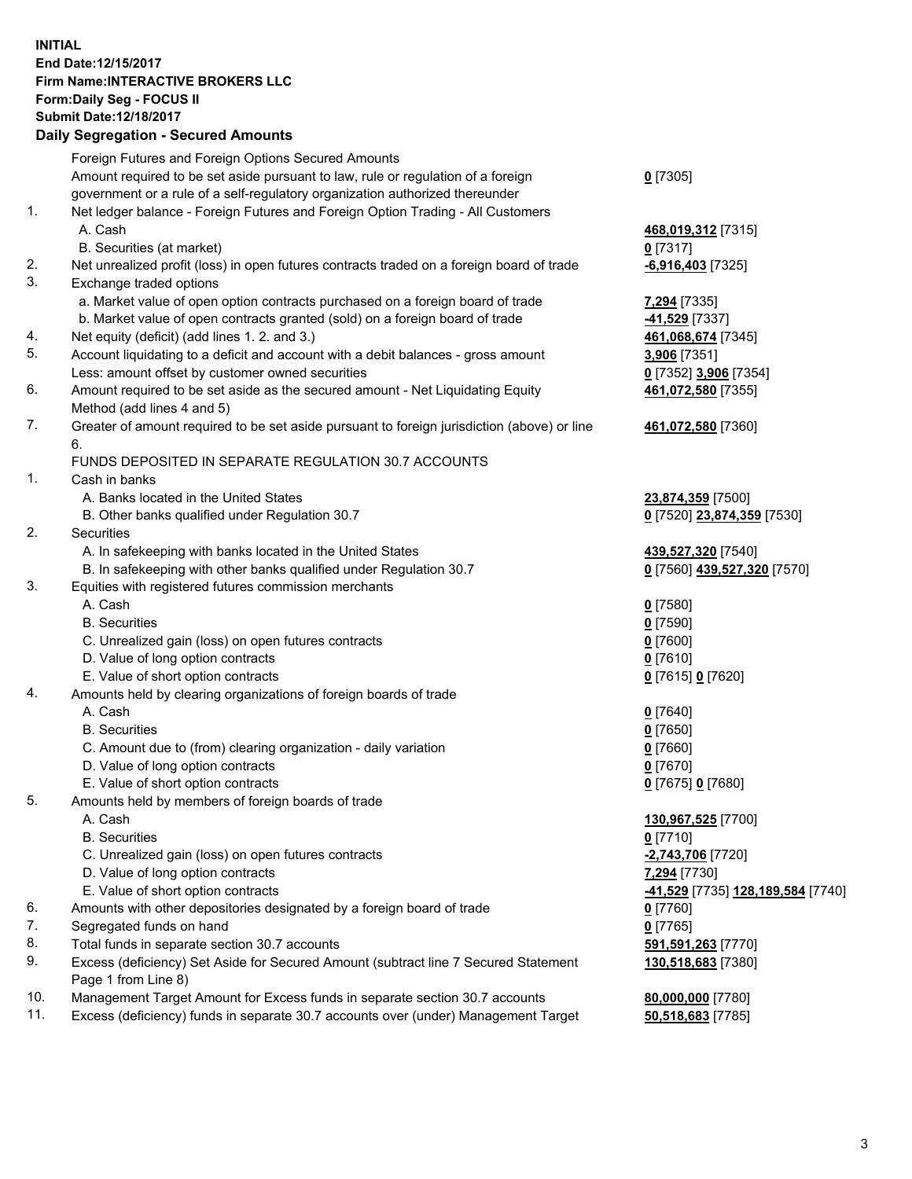**INITIAL**
**End Date:12/15/2017**
**Firm Name:INTERACTIVE BROKERS LLC**
**Form:Daily Seg - FOCUS II**
**Submit Date:12/18/2017**

**Daily Segregation - Secured Amounts**

| | | |
|---|---|---|
| | Foreign Futures and Foreign Options Secured Amounts | |
| | Amount required to be set aside pursuant to law, rule or regulation of a foreign government or a rule of a self-regulatory organization authorized thereunder | **0** [7305] |
| 1. | Net ledger balance - Foreign Futures and Foreign Option Trading - All Customers | |
| | A. Cash | **468,019,312** [7315] |
| | B. Securities (at market) | **0** [7317] |
| 2. | Net unrealized profit (loss) in open futures contracts traded on a foreign board of trade | **-6,916,403** [7325] |
| 3. | Exchange traded options | |
| | a. Market value of open option contracts purchased on a foreign board of trade | **7,294** [7335] |
| | b. Market value of open contracts granted (sold) on a foreign board of trade | **-41,529** [7337] |
| 4. | Net equity (deficit) (add lines 1. 2. and 3.) | **461,068,674** [7345] |
| 5. | Account liquidating to a deficit and account with a debit balances - gross amount | **3,906** [7351] |
| | Less: amount offset by customer owned securities | **0** [7352] **3,906** [7354] |
| 6. | Amount required to be set aside as the secured amount - Net Liquidating Equity Method (add lines 4 and 5) | **461,072,580** [7355] |
| 7. | Greater of amount required to be set aside pursuant to foreign jurisdiction (above) or line 6. | **461,072,580** [7360] |
| | FUNDS DEPOSITED IN SEPARATE REGULATION 30.7 ACCOUNTS | |
| 1. | Cash in banks | |
| | A. Banks located in the United States | **23,874,359** [7500] |
| | B. Other banks qualified under Regulation 30.7 | **0** [7520] **23,874,359** [7530] |
| 2. | Securities | |
| | A. In safekeeping with banks located in the United States | **439,527,320** [7540] |
| | B. In safekeeping with other banks qualified under Regulation 30.7 | **0** [7560] **439,527,320** [7570] |
| 3. | Equities with registered futures commission merchants | |
| | A. Cash | **0** [7580] |
| | B. Securities | **0** [7590] |
| | C. Unrealized gain (loss) on open futures contracts | **0** [7600] |
| | D. Value of long option contracts | **0** [7610] |
| | E. Value of short option contracts | **0** [7615] **0** [7620] |
| 4. | Amounts held by clearing organizations of foreign boards of trade | |
| | A. Cash | **0** [7640] |
| | B. Securities | **0** [7650] |
| | C. Amount due to (from) clearing organization - daily variation | **0** [7660] |
| | D. Value of long option contracts | **0** [7670] |
| | E. Value of short option contracts | **0** [7675] **0** [7680] |
| 5. | Amounts held by members of foreign boards of trade | |
| | A. Cash | **130,967,525** [7700] |
| | B. Securities | **0** [7710] |
| | C. Unrealized gain (loss) on open futures contracts | **-2,743,706** [7720] |
| | D. Value of long option contracts | **7,294** [7730] |
| | E. Value of short option contracts | **-41,529** [7735] **128,189,584** [7740] |
| 6. | Amounts with other depositories designated by a foreign board of trade | **0** [7760] |
| 7. | Segregated funds on hand | **0** [7765] |
| 8. | Total funds in separate section 30.7 accounts | **591,591,263** [7770] |
| 9. | Excess (deficiency) Set Aside for Secured Amount (subtract line 7 Secured Statement Page 1 from Line 8) | **130,518,683** [7380] |
| 10. | Management Target Amount for Excess funds in separate section 30.7 accounts | **80,000,000** [7780] |
| 11. | Excess (deficiency) funds in separate 30.7 accounts over (under) Management Target | **50,518,683** [7785] |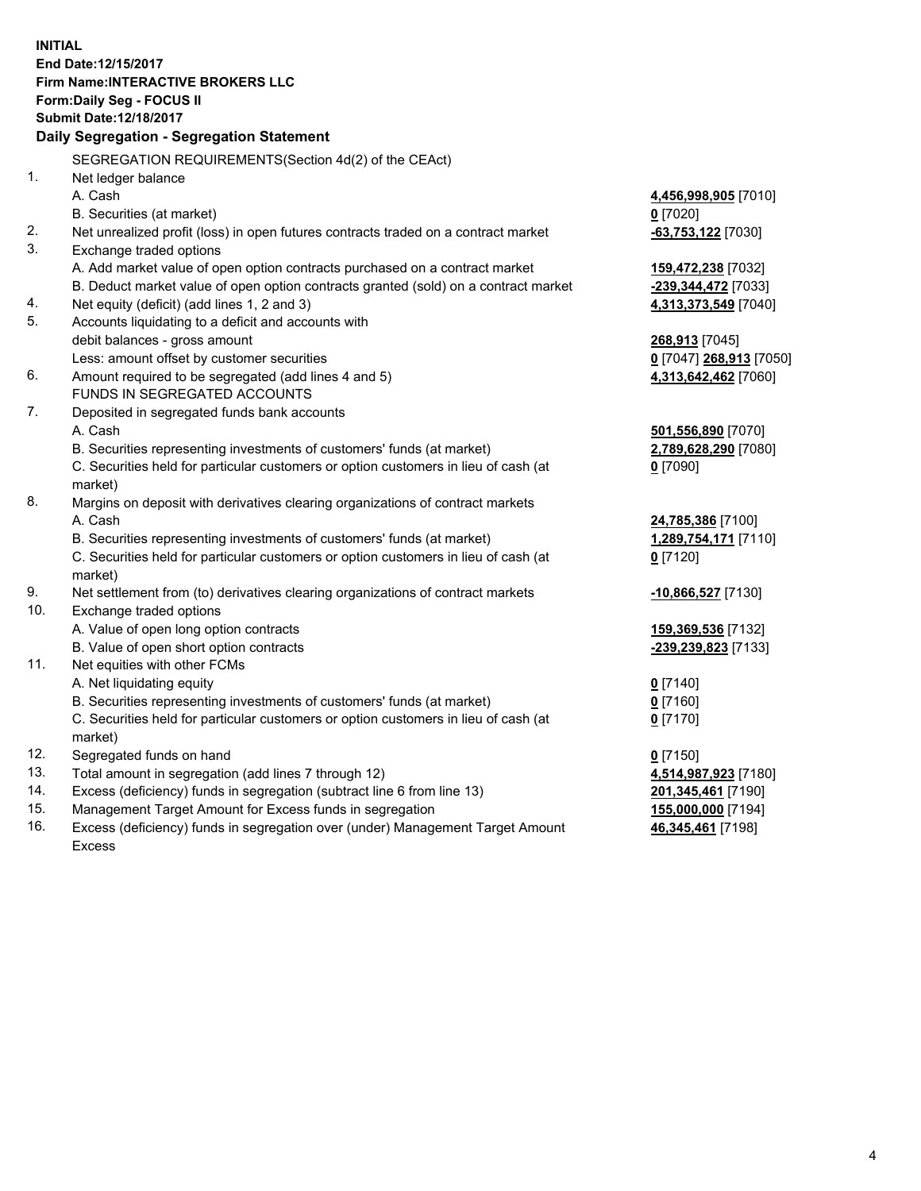**INITIAL**
**End Date:12/15/2017**
**Firm Name:INTERACTIVE BROKERS LLC**
**Form:Daily Seg - FOCUS II**
**Submit Date:12/18/2017**

## Daily Segregation - Segregation Statement

| | | |
|---|---|---|
| | SEGREGATION REQUIREMENTS(Section 4d(2) of the CEAct) | |
| 1. | Net ledger balance | |
| | A. Cash | **4,456,998,905** [7010] |
| | B. Securities (at market) | **0** [7020] |
| 2. | Net unrealized profit (loss) in open futures contracts traded on a contract market | **-63,753,122** [7030] |
| 3. | Exchange traded options | |
| | A. Add market value of open option contracts purchased on a contract market | **159,472,238** [7032] |
| | B. Deduct market value of open option contracts granted (sold) on a contract market | **-239,344,472** [7033] |
| 4. | Net equity (deficit) (add lines 1, 2 and 3) | **4,313,373,549** [7040] |
| 5. | Accounts liquidating to a deficit and accounts with debit balances - gross amount | **268,913** [7045] |
| | Less: amount offset by customer securities | **0** [7047] **268,913** [7050] |
| 6. | Amount required to be segregated (add lines 4 and 5) | **4,313,642,462** [7060] |
| | FUNDS IN SEGREGATED ACCOUNTS | |
| 7. | Deposited in segregated funds bank accounts | |
| | A. Cash | **501,556,890** [7070] |
| | B. Securities representing investments of customers' funds (at market) | **2,789,628,290** [7080] |
| | C. Securities held for particular customers or option customers in lieu of cash (at market) | **0** [7090] |
| 8. | Margins on deposit with derivatives clearing organizations of contract markets | |
| | A. Cash | **24,785,386** [7100] |
| | B. Securities representing investments of customers' funds (at market) | **1,289,754,171** [7110] |
| | C. Securities held for particular customers or option customers in lieu of cash (at market) | **0** [7120] |
| 9. | Net settlement from (to) derivatives clearing organizations of contract markets | **-10,866,527** [7130] |
| 10. | Exchange traded options | |
| | A. Value of open long option contracts | **159,369,536** [7132] |
| | B. Value of open short option contracts | **-239,239,823** [7133] |
| 11. | Net equities with other FCMs | |
| | A. Net liquidating equity | **0** [7140] |
| | B. Securities representing investments of customers' funds (at market) | **0** [7160] |
| | C. Securities held for particular customers or option customers in lieu of cash (at market) | **0** [7170] |
| 12. | Segregated funds on hand | **0** [7150] |
| 13. | Total amount in segregation (add lines 7 through 12) | **4,514,987,923** [7180] |
| 14. | Excess (deficiency) funds in segregation (subtract line 6 from line 13) | **201,345,461** [7190] |
| 15. | Management Target Amount for Excess funds in segregation | **155,000,000** [7194] |
| 16. | Excess (deficiency) funds in segregation over (under) Management Target Amount Excess | **46,345,461** [7198] |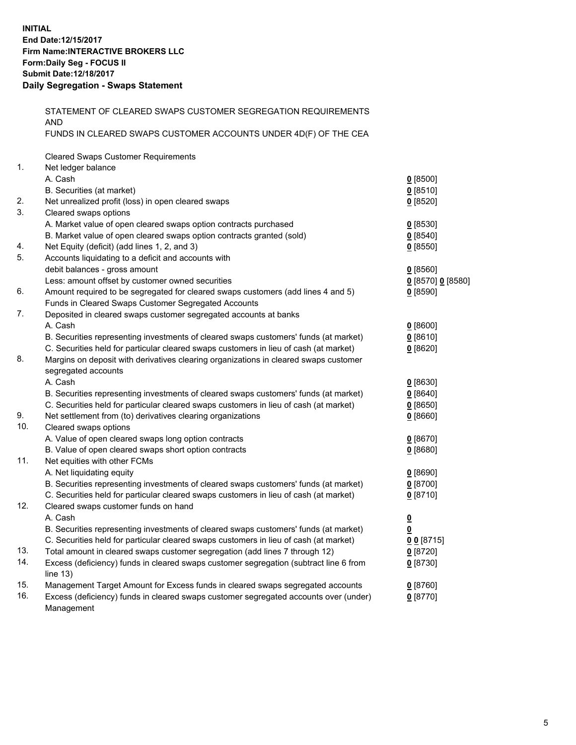**INITIAL**
**End Date:12/15/2017**
**Firm Name:INTERACTIVE BROKERS LLC**
**Form:Daily Seg - FOCUS II**
**Submit Date:12/18/2017**
**Daily Segregation - Swaps Statement**

STATEMENT OF CLEARED SWAPS CUSTOMER SEGREGATION REQUIREMENTS AND FUNDS IN CLEARED SWAPS CUSTOMER ACCOUNTS UNDER 4D(F) OF THE CEA

| | | |
|---|---|---|
| | Cleared Swaps Customer Requirements | |
| 1. | Net ledger balance | |
| | A. Cash | 0 [8500] |
| | B. Securities (at market) | 0 [8510] |
| 2. | Net unrealized profit (loss) in open cleared swaps | 0 [8520] |
| 3. | Cleared swaps options | |
| | A. Market value of open cleared swaps option contracts purchased | 0 [8530] |
| | B. Market value of open cleared swaps option contracts granted (sold) | 0 [8540] |
| 4. | Net Equity (deficit) (add lines 1, 2, and 3) | 0 [8550] |
| 5. | Accounts liquidating to a deficit and accounts with debit balances - gross amount | 0 [8560] |
| | Less: amount offset by customer owned securities | 0 [8570] 0 [8580] |
| 6. | Amount required to be segregated for cleared swaps customers (add lines 4 and 5) | 0 [8590] |
| | Funds in Cleared Swaps Customer Segregated Accounts | |
| 7. | Deposited in cleared swaps customer segregated accounts at banks | |
| | A. Cash | 0 [8600] |
| | B. Securities representing investments of cleared swaps customers' funds (at market) | 0 [8610] |
| | C. Securities held for particular cleared swaps customers in lieu of cash (at market) | 0 [8620] |
| 8. | Margins on deposit with derivatives clearing organizations in cleared swaps customer segregated accounts | |
| | A. Cash | 0 [8630] |
| | B. Securities representing investments of cleared swaps customers' funds (at market) | 0 [8640] |
| | C. Securities held for particular cleared swaps customers in lieu of cash (at market) | 0 [8650] |
| 9. | Net settlement from (to) derivatives clearing organizations | 0 [8660] |
| 10. | Cleared swaps options | |
| | A. Value of open cleared swaps long option contracts | 0 [8670] |
| | B. Value of open cleared swaps short option contracts | 0 [8680] |
| 11. | Net equities with other FCMs | |
| | A. Net liquidating equity | 0 [8690] |
| | B. Securities representing investments of cleared swaps customers' funds (at market) | 0 [8700] |
| | C. Securities held for particular cleared swaps customers in lieu of cash (at market) | 0 [8710] |
| 12. | Cleared swaps customer funds on hand | |
| | A. Cash | 0 |
| | B. Securities representing investments of cleared swaps customers' funds (at market) | 0 |
| | C. Securities held for particular cleared swaps customers in lieu of cash (at market) | 0 0 [8715] |
| 13. | Total amount in cleared swaps customer segregation (add lines 7 through 12) | 0 [8720] |
| 14. | Excess (deficiency) funds in cleared swaps customer segregation (subtract line 6 from line 13) | 0 [8730] |
| 15. | Management Target Amount for Excess funds in cleared swaps segregated accounts | 0 [8760] |
| 16. | Excess (deficiency) funds in cleared swaps customer segregated accounts over (under) Management | 0 [8770] |